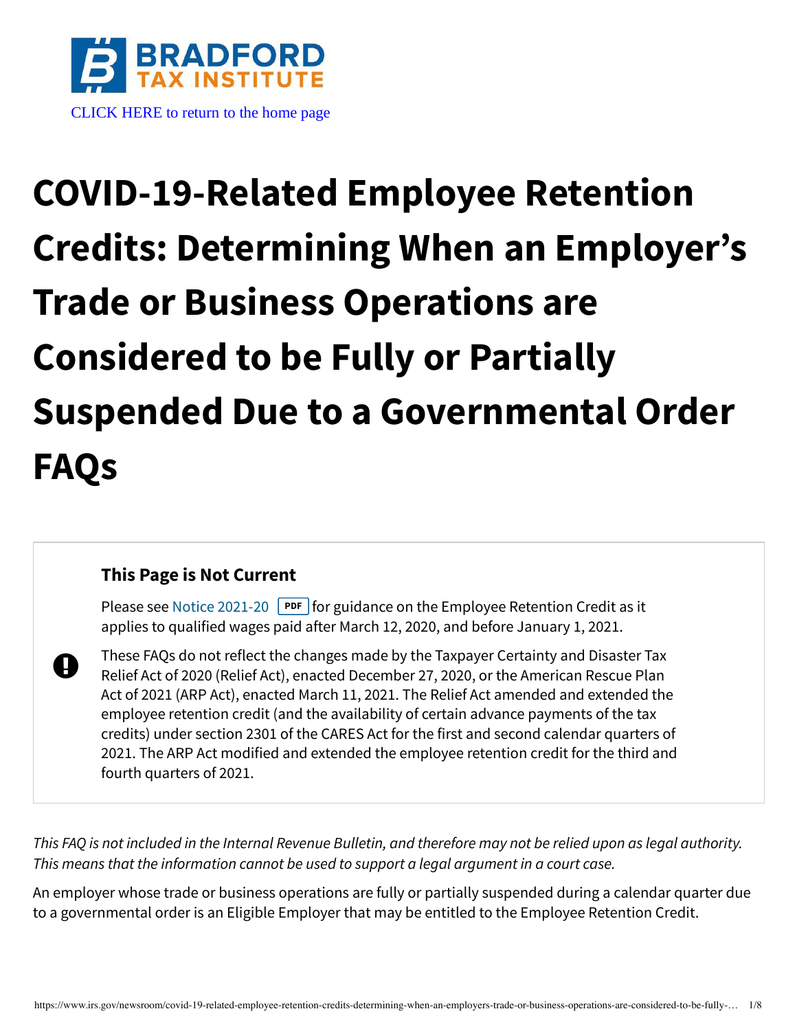BRADFORD TAX INSTITUTE

CLICK HERE to return to the home page

# COVID-19-Related Employee Retention Credits: Determining When an Employer's Trade or Business Operations are Considered to be Fully or Partially Suspended Due to a Governmental Order FAQs

> **This Page is Not Current**
>
> Please see Notice 2021-20 PDF for guidance on the Employee Retention Credit as it applies to qualified wages paid after March 12, 2020, and before January 1, 2021.
>
> These FAQs do not reflect the changes made by the Taxpayer Certainty and Disaster Tax Relief Act of 2020 (Relief Act), enacted December 27, 2020, or the American Rescue Plan Act of 2021 (ARP Act), enacted March 11, 2021. The Relief Act amended and extended the employee retention credit (and the availability of certain advance payments of the tax credits) under section 2301 of the CARES Act for the first and second calendar quarters of 2021. The ARP Act modified and extended the employee retention credit for the third and fourth quarters of 2021.

*This FAQ is not included in the Internal Revenue Bulletin, and therefore may not be relied upon as legal authority. This means that the information cannot be used to support a legal argument in a court case.*

An employer whose trade or business operations are fully or partially suspended during a calendar quarter due to a governmental order is an Eligible Employer that may be entitled to the Employee Retention Credit.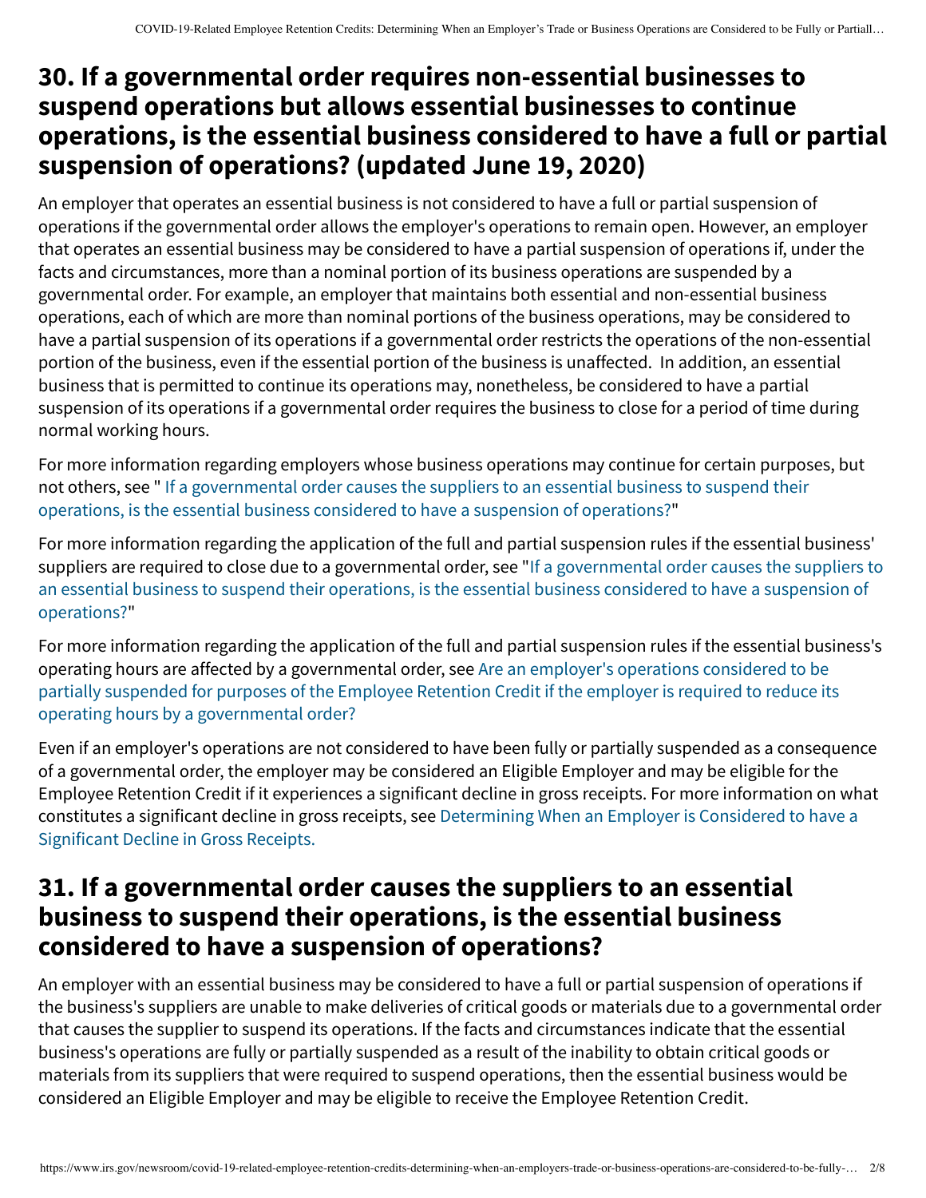## 30. If a governmental order requires non-essential businesses to suspend operations but allows essential businesses to continue operations, is the essential business considered to have a full or partial suspension of operations? (updated June 19, 2020)

An employer that operates an essential business is not considered to have a full or partial suspension of operations if the governmental order allows the employer's operations to remain open. However, an employer that operates an essential business may be considered to have a partial suspension of operations if, under the facts and circumstances, more than a nominal portion of its business operations are suspended by a governmental order. For example, an employer that maintains both essential and non-essential business operations, each of which are more than nominal portions of the business operations, may be considered to have a partial suspension of its operations if a governmental order restricts the operations of the non-essential portion of the business, even if the essential portion of the business is unaffected. In addition, an essential business that is permitted to continue its operations may, nonetheless, be considered to have a partial suspension of its operations if a governmental order requires the business to close for a period of time during normal working hours.

For more information regarding employers whose business operations may continue for certain purposes, but not others, see " If a governmental order causes the suppliers to an essential business to suspend their operations, is the essential business considered to have a suspension of operations?"

For more information regarding the application of the full and partial suspension rules if the essential business' suppliers are required to close due to a governmental order, see "If a governmental order causes the suppliers to an essential business to suspend their operations, is the essential business considered to have a suspension of operations?"

For more information regarding the application of the full and partial suspension rules if the essential business's operating hours are affected by a governmental order, see Are an employer's operations considered to be partially suspended for purposes of the Employee Retention Credit if the employer is required to reduce its operating hours by a governmental order?

Even if an employer's operations are not considered to have been fully or partially suspended as a consequence of a governmental order, the employer may be considered an Eligible Employer and may be eligible for the Employee Retention Credit if it experiences a significant decline in gross receipts. For more information on what constitutes a significant decline in gross receipts, see Determining When an Employer is Considered to have a Significant Decline in Gross Receipts.

## 31. If a governmental order causes the suppliers to an essential business to suspend their operations, is the essential business considered to have a suspension of operations?

An employer with an essential business may be considered to have a full or partial suspension of operations if the business's suppliers are unable to make deliveries of critical goods or materials due to a governmental order that causes the supplier to suspend its operations. If the facts and circumstances indicate that the essential business's operations are fully or partially suspended as a result of the inability to obtain critical goods or materials from its suppliers that were required to suspend operations, then the essential business would be considered an Eligible Employer and may be eligible to receive the Employee Retention Credit.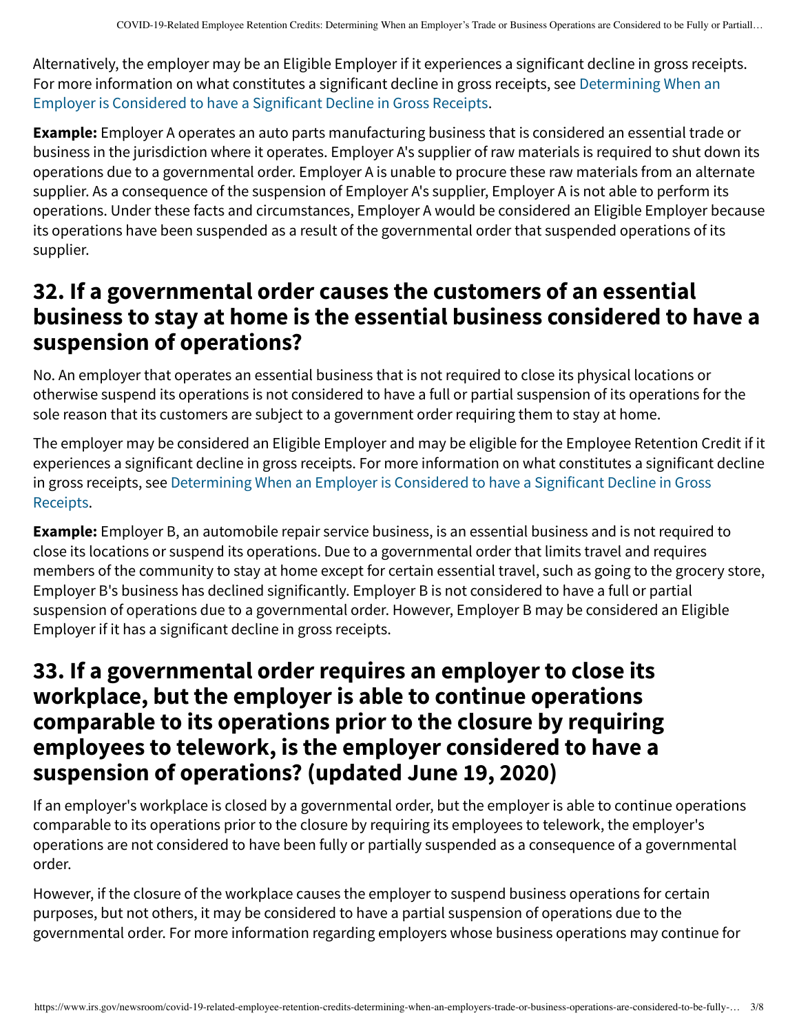Alternatively, the employer may be an Eligible Employer if it experiences a significant decline in gross receipts. For more information on what constitutes a significant decline in gross receipts, see Determining When an Employer is Considered to have a Significant Decline in Gross Receipts.

**Example:** Employer A operates an auto parts manufacturing business that is considered an essential trade or business in the jurisdiction where it operates. Employer A's supplier of raw materials is required to shut down its operations due to a governmental order. Employer A is unable to procure these raw materials from an alternate supplier. As a consequence of the suspension of Employer A's supplier, Employer A is not able to perform its operations. Under these facts and circumstances, Employer A would be considered an Eligible Employer because its operations have been suspended as a result of the governmental order that suspended operations of its supplier.

## 32. If a governmental order causes the customers of an essential business to stay at home is the essential business considered to have a suspension of operations?

No. An employer that operates an essential business that is not required to close its physical locations or otherwise suspend its operations is not considered to have a full or partial suspension of its operations for the sole reason that its customers are subject to a government order requiring them to stay at home.

The employer may be considered an Eligible Employer and may be eligible for the Employee Retention Credit if it experiences a significant decline in gross receipts. For more information on what constitutes a significant decline in gross receipts, see Determining When an Employer is Considered to have a Significant Decline in Gross Receipts.

**Example:** Employer B, an automobile repair service business, is an essential business and is not required to close its locations or suspend its operations. Due to a governmental order that limits travel and requires members of the community to stay at home except for certain essential travel, such as going to the grocery store, Employer B's business has declined significantly. Employer B is not considered to have a full or partial suspension of operations due to a governmental order. However, Employer B may be considered an Eligible Employer if it has a significant decline in gross receipts.

## 33. If a governmental order requires an employer to close its workplace, but the employer is able to continue operations comparable to its operations prior to the closure by requiring employees to telework, is the employer considered to have a suspension of operations? (updated June 19, 2020)

If an employer's workplace is closed by a governmental order, but the employer is able to continue operations comparable to its operations prior to the closure by requiring its employees to telework, the employer's operations are not considered to have been fully or partially suspended as a consequence of a governmental order.

However, if the closure of the workplace causes the employer to suspend business operations for certain purposes, but not others, it may be considered to have a partial suspension of operations due to the governmental order. For more information regarding employers whose business operations may continue for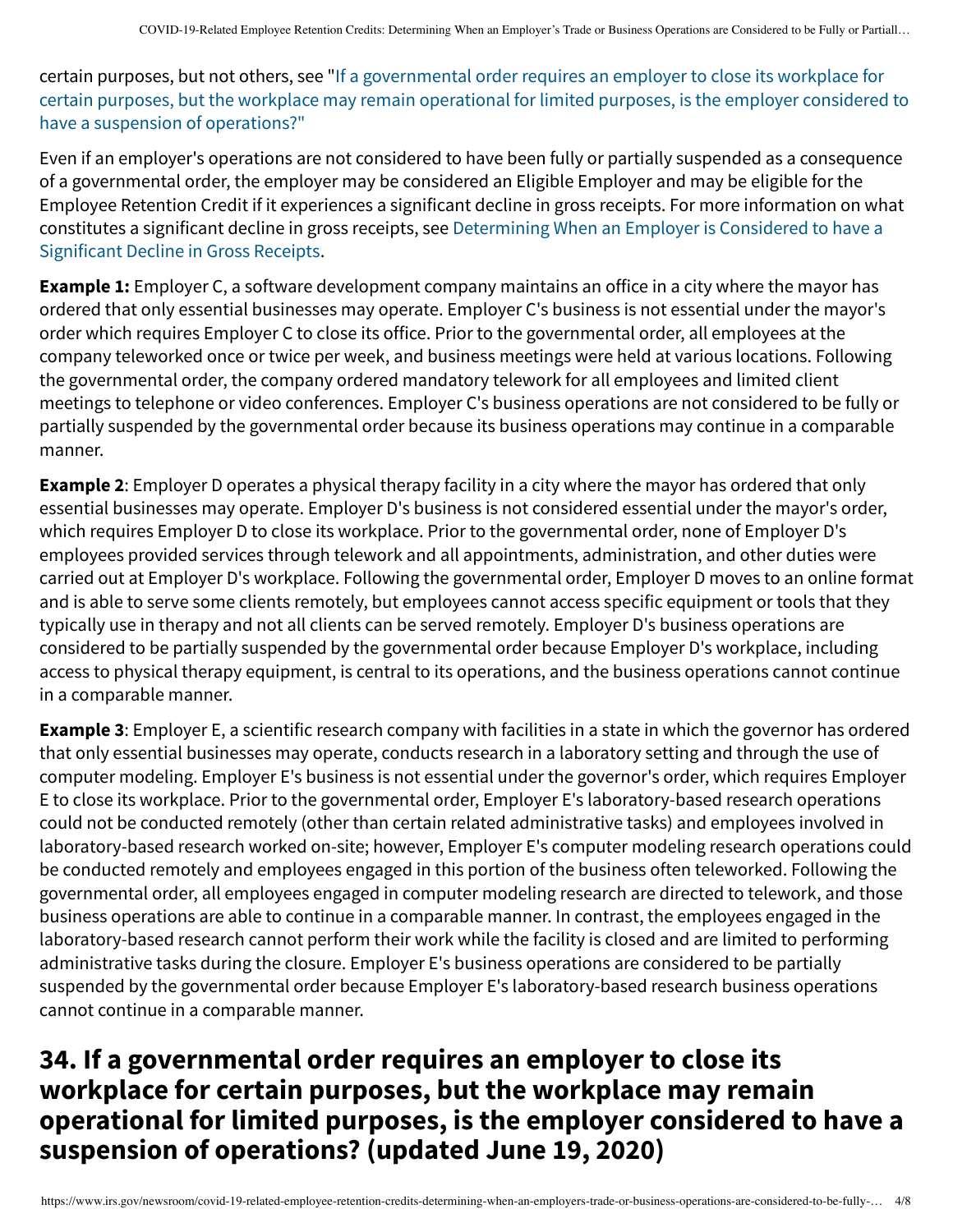certain purposes, but not others, see "If a governmental order requires an employer to close its workplace for certain purposes, but the workplace may remain operational for limited purposes, is the employer considered to have a suspension of operations?"

Even if an employer's operations are not considered to have been fully or partially suspended as a consequence of a governmental order, the employer may be considered an Eligible Employer and may be eligible for the Employee Retention Credit if it experiences a significant decline in gross receipts. For more information on what constitutes a significant decline in gross receipts, see Determining When an Employer is Considered to have a Significant Decline in Gross Receipts.

**Example 1:** Employer C, a software development company maintains an office in a city where the mayor has ordered that only essential businesses may operate. Employer C's business is not essential under the mayor's order which requires Employer C to close its office. Prior to the governmental order, all employees at the company teleworked once or twice per week, and business meetings were held at various locations. Following the governmental order, the company ordered mandatory telework for all employees and limited client meetings to telephone or video conferences. Employer C's business operations are not considered to be fully or partially suspended by the governmental order because its business operations may continue in a comparable manner.

**Example 2**: Employer D operates a physical therapy facility in a city where the mayor has ordered that only essential businesses may operate. Employer D's business is not considered essential under the mayor's order, which requires Employer D to close its workplace. Prior to the governmental order, none of Employer D's employees provided services through telework and all appointments, administration, and other duties were carried out at Employer D's workplace. Following the governmental order, Employer D moves to an online format and is able to serve some clients remotely, but employees cannot access specific equipment or tools that they typically use in therapy and not all clients can be served remotely. Employer D's business operations are considered to be partially suspended by the governmental order because Employer D's workplace, including access to physical therapy equipment, is central to its operations, and the business operations cannot continue in a comparable manner.

**Example 3**: Employer E, a scientific research company with facilities in a state in which the governor has ordered that only essential businesses may operate, conducts research in a laboratory setting and through the use of computer modeling. Employer E's business is not essential under the governor's order, which requires Employer E to close its workplace. Prior to the governmental order, Employer E's laboratory-based research operations could not be conducted remotely (other than certain related administrative tasks) and employees involved in laboratory-based research worked on-site; however, Employer E's computer modeling research operations could be conducted remotely and employees engaged in this portion of the business often teleworked. Following the governmental order, all employees engaged in computer modeling research are directed to telework, and those business operations are able to continue in a comparable manner. In contrast, the employees engaged in the laboratory-based research cannot perform their work while the facility is closed and are limited to performing administrative tasks during the closure. Employer E's business operations are considered to be partially suspended by the governmental order because Employer E's laboratory-based research business operations cannot continue in a comparable manner.

## 34. If a governmental order requires an employer to close its workplace for certain purposes, but the workplace may remain operational for limited purposes, is the employer considered to have a suspension of operations? (updated June 19, 2020)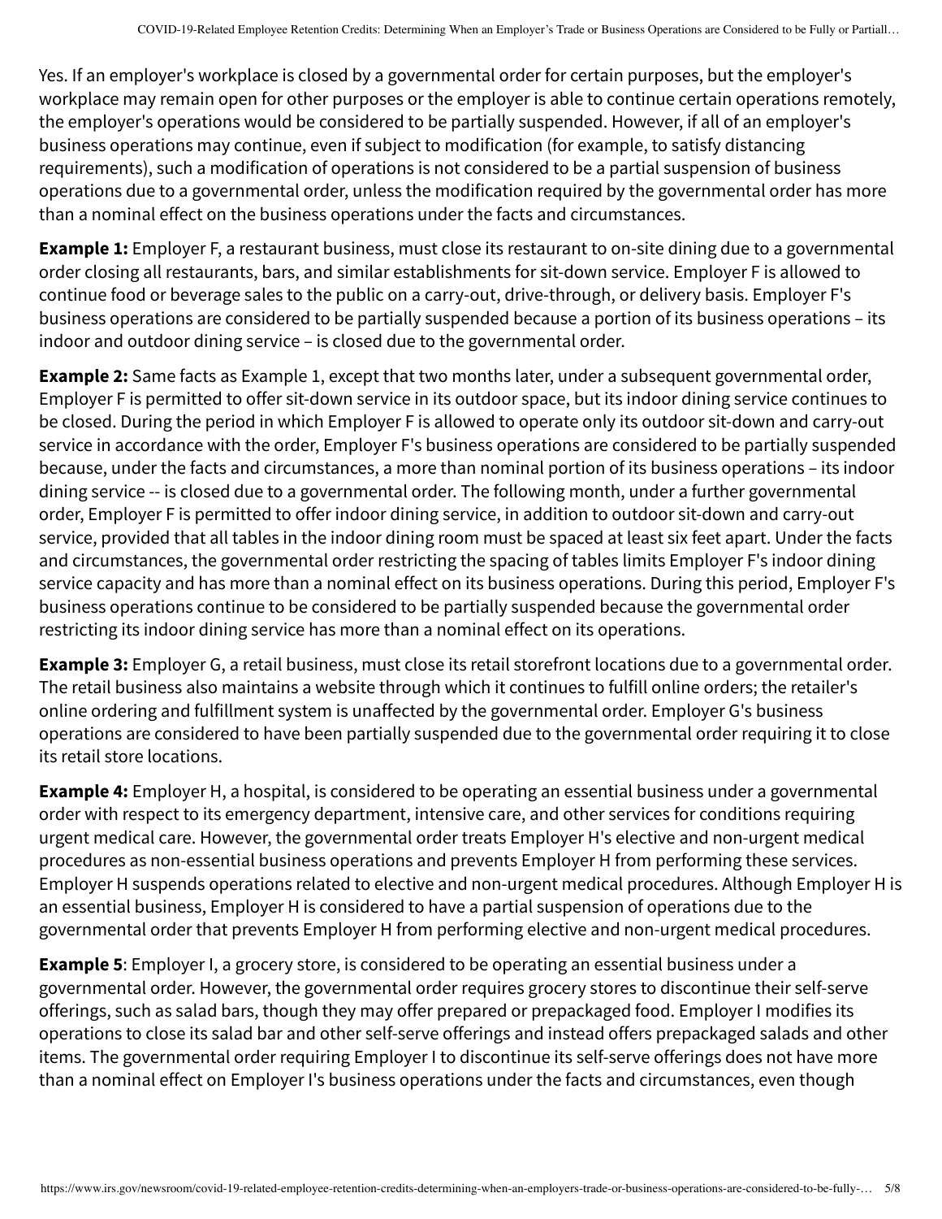Yes. If an employer's workplace is closed by a governmental order for certain purposes, but the employer's workplace may remain open for other purposes or the employer is able to continue certain operations remotely, the employer's operations would be considered to be partially suspended. However, if all of an employer's business operations may continue, even if subject to modification (for example, to satisfy distancing requirements), such a modification of operations is not considered to be a partial suspension of business operations due to a governmental order, unless the modification required by the governmental order has more than a nominal effect on the business operations under the facts and circumstances.

**Example 1:** Employer F, a restaurant business, must close its restaurant to on-site dining due to a governmental order closing all restaurants, bars, and similar establishments for sit-down service. Employer F is allowed to continue food or beverage sales to the public on a carry-out, drive-through, or delivery basis. Employer F's business operations are considered to be partially suspended because a portion of its business operations – its indoor and outdoor dining service – is closed due to the governmental order.

**Example 2:** Same facts as Example 1, except that two months later, under a subsequent governmental order, Employer F is permitted to offer sit-down service in its outdoor space, but its indoor dining service continues to be closed. During the period in which Employer F is allowed to operate only its outdoor sit-down and carry-out service in accordance with the order, Employer F's business operations are considered to be partially suspended because, under the facts and circumstances, a more than nominal portion of its business operations – its indoor dining service -- is closed due to a governmental order. The following month, under a further governmental order, Employer F is permitted to offer indoor dining service, in addition to outdoor sit-down and carry-out service, provided that all tables in the indoor dining room must be spaced at least six feet apart. Under the facts and circumstances, the governmental order restricting the spacing of tables limits Employer F's indoor dining service capacity and has more than a nominal effect on its business operations. During this period, Employer F's business operations continue to be considered to be partially suspended because the governmental order restricting its indoor dining service has more than a nominal effect on its operations.

**Example 3:** Employer G, a retail business, must close its retail storefront locations due to a governmental order. The retail business also maintains a website through which it continues to fulfill online orders; the retailer's online ordering and fulfillment system is unaffected by the governmental order. Employer G's business operations are considered to have been partially suspended due to the governmental order requiring it to close its retail store locations.

**Example 4:** Employer H, a hospital, is considered to be operating an essential business under a governmental order with respect to its emergency department, intensive care, and other services for conditions requiring urgent medical care. However, the governmental order treats Employer H's elective and non-urgent medical procedures as non-essential business operations and prevents Employer H from performing these services. Employer H suspends operations related to elective and non-urgent medical procedures. Although Employer H is an essential business, Employer H is considered to have a partial suspension of operations due to the governmental order that prevents Employer H from performing elective and non-urgent medical procedures.

**Example 5**: Employer I, a grocery store, is considered to be operating an essential business under a governmental order. However, the governmental order requires grocery stores to discontinue their self-serve offerings, such as salad bars, though they may offer prepared or prepackaged food. Employer I modifies its operations to close its salad bar and other self-serve offerings and instead offers prepackaged salads and other items. The governmental order requiring Employer I to discontinue its self-serve offerings does not have more than a nominal effect on Employer I's business operations under the facts and circumstances, even though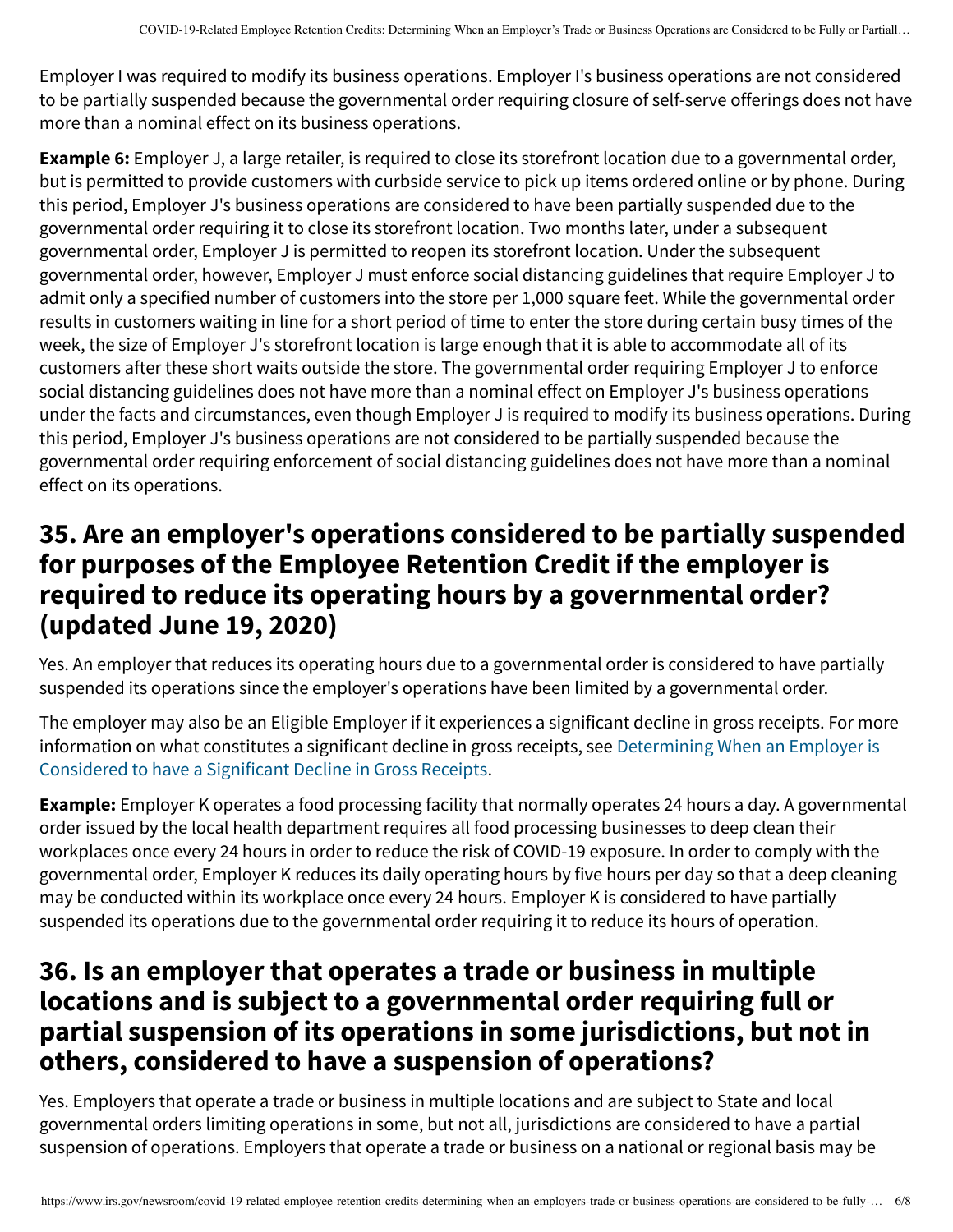Employer I was required to modify its business operations. Employer I's business operations are not considered to be partially suspended because the governmental order requiring closure of self-serve offerings does not have more than a nominal effect on its business operations.

**Example 6:** Employer J, a large retailer, is required to close its storefront location due to a governmental order, but is permitted to provide customers with curbside service to pick up items ordered online or by phone. During this period, Employer J's business operations are considered to have been partially suspended due to the governmental order requiring it to close its storefront location. Two months later, under a subsequent governmental order, Employer J is permitted to reopen its storefront location. Under the subsequent governmental order, however, Employer J must enforce social distancing guidelines that require Employer J to admit only a specified number of customers into the store per 1,000 square feet. While the governmental order results in customers waiting in line for a short period of time to enter the store during certain busy times of the week, the size of Employer J's storefront location is large enough that it is able to accommodate all of its customers after these short waits outside the store. The governmental order requiring Employer J to enforce social distancing guidelines does not have more than a nominal effect on Employer J's business operations under the facts and circumstances, even though Employer J is required to modify its business operations. During this period, Employer J's business operations are not considered to be partially suspended because the governmental order requiring enforcement of social distancing guidelines does not have more than a nominal effect on its operations.

## 35. Are an employer's operations considered to be partially suspended for purposes of the Employee Retention Credit if the employer is required to reduce its operating hours by a governmental order? (updated June 19, 2020)

Yes. An employer that reduces its operating hours due to a governmental order is considered to have partially suspended its operations since the employer's operations have been limited by a governmental order.

The employer may also be an Eligible Employer if it experiences a significant decline in gross receipts. For more information on what constitutes a significant decline in gross receipts, see Determining When an Employer is Considered to have a Significant Decline in Gross Receipts.

**Example:** Employer K operates a food processing facility that normally operates 24 hours a day. A governmental order issued by the local health department requires all food processing businesses to deep clean their workplaces once every 24 hours in order to reduce the risk of COVID-19 exposure. In order to comply with the governmental order, Employer K reduces its daily operating hours by five hours per day so that a deep cleaning may be conducted within its workplace once every 24 hours. Employer K is considered to have partially suspended its operations due to the governmental order requiring it to reduce its hours of operation.

## 36. Is an employer that operates a trade or business in multiple locations and is subject to a governmental order requiring full or partial suspension of its operations in some jurisdictions, but not in others, considered to have a suspension of operations?

Yes. Employers that operate a trade or business in multiple locations and are subject to State and local governmental orders limiting operations in some, but not all, jurisdictions are considered to have a partial suspension of operations. Employers that operate a trade or business on a national or regional basis may be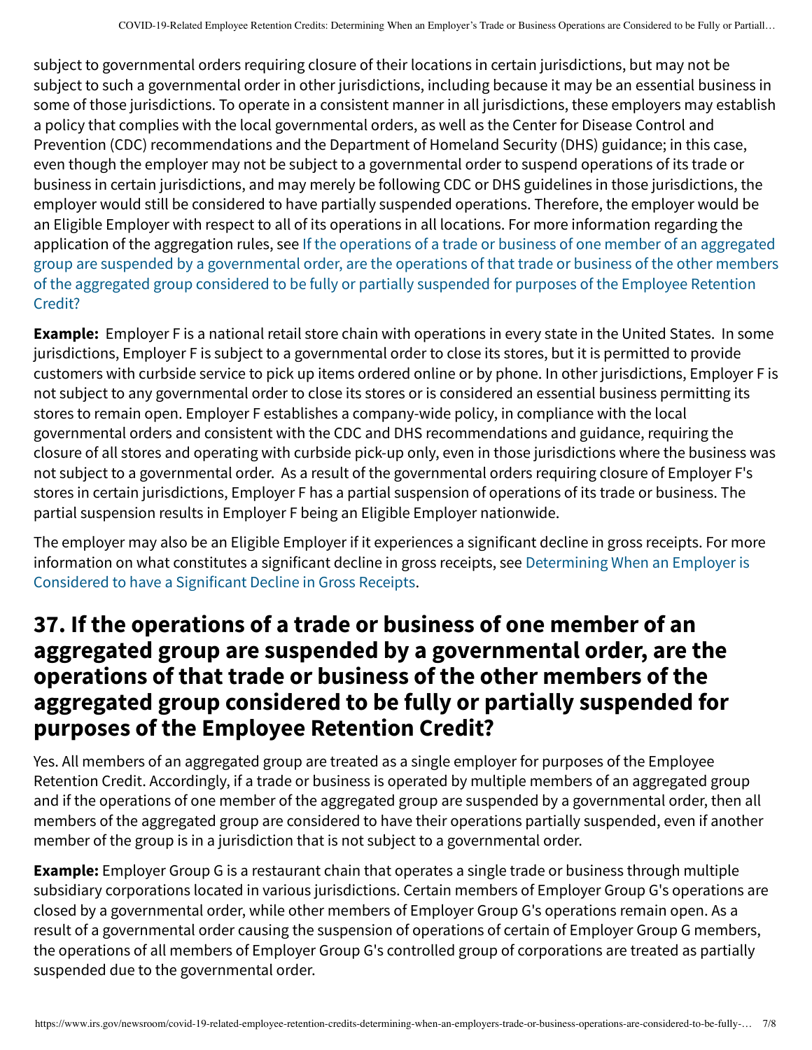subject to governmental orders requiring closure of their locations in certain jurisdictions, but may not be subject to such a governmental order in other jurisdictions, including because it may be an essential business in some of those jurisdictions. To operate in a consistent manner in all jurisdictions, these employers may establish a policy that complies with the local governmental orders, as well as the Center for Disease Control and Prevention (CDC) recommendations and the Department of Homeland Security (DHS) guidance; in this case, even though the employer may not be subject to a governmental order to suspend operations of its trade or business in certain jurisdictions, and may merely be following CDC or DHS guidelines in those jurisdictions, the employer would still be considered to have partially suspended operations. Therefore, the employer would be an Eligible Employer with respect to all of its operations in all locations. For more information regarding the application of the aggregation rules, see If the operations of a trade or business of one member of an aggregated group are suspended by a governmental order, are the operations of that trade or business of the other members of the aggregated group considered to be fully or partially suspended for purposes of the Employee Retention Credit?

**Example:** Employer F is a national retail store chain with operations in every state in the United States. In some jurisdictions, Employer F is subject to a governmental order to close its stores, but it is permitted to provide customers with curbside service to pick up items ordered online or by phone. In other jurisdictions, Employer F is not subject to any governmental order to close its stores or is considered an essential business permitting its stores to remain open. Employer F establishes a company-wide policy, in compliance with the local governmental orders and consistent with the CDC and DHS recommendations and guidance, requiring the closure of all stores and operating with curbside pick-up only, even in those jurisdictions where the business was not subject to a governmental order. As a result of the governmental orders requiring closure of Employer F's stores in certain jurisdictions, Employer F has a partial suspension of operations of its trade or business. The partial suspension results in Employer F being an Eligible Employer nationwide.

The employer may also be an Eligible Employer if it experiences a significant decline in gross receipts. For more information on what constitutes a significant decline in gross receipts, see Determining When an Employer is Considered to have a Significant Decline in Gross Receipts.

## 37. If the operations of a trade or business of one member of an aggregated group are suspended by a governmental order, are the operations of that trade or business of the other members of the aggregated group considered to be fully or partially suspended for purposes of the Employee Retention Credit?

Yes. All members of an aggregated group are treated as a single employer for purposes of the Employee Retention Credit. Accordingly, if a trade or business is operated by multiple members of an aggregated group and if the operations of one member of the aggregated group are suspended by a governmental order, then all members of the aggregated group are considered to have their operations partially suspended, even if another member of the group is in a jurisdiction that is not subject to a governmental order.

**Example:** Employer Group G is a restaurant chain that operates a single trade or business through multiple subsidiary corporations located in various jurisdictions. Certain members of Employer Group G's operations are closed by a governmental order, while other members of Employer Group G's operations remain open. As a result of a governmental order causing the suspension of operations of certain of Employer Group G members, the operations of all members of Employer Group G's controlled group of corporations are treated as partially suspended due to the governmental order.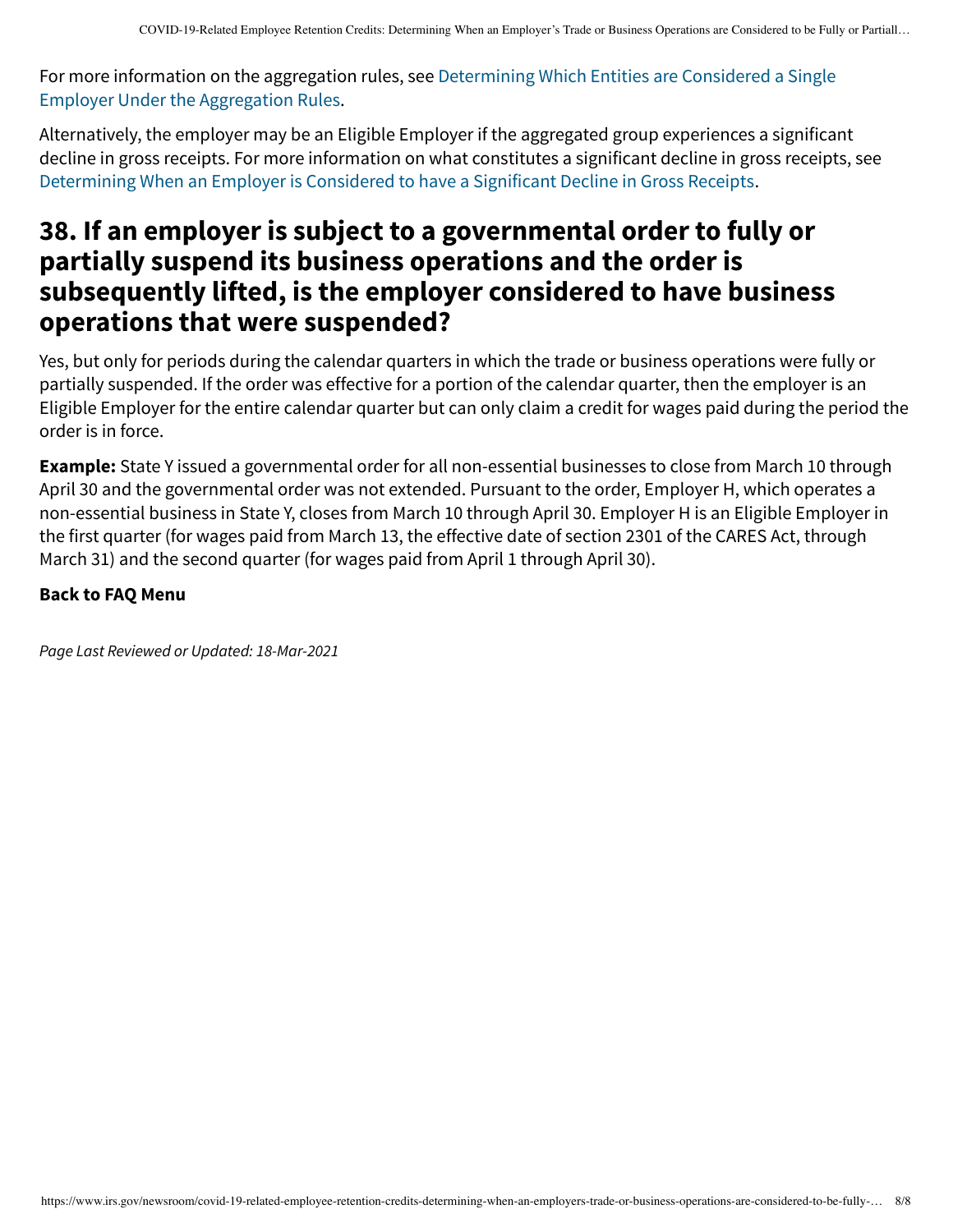For more information on the aggregation rules, see Determining Which Entities are Considered a Single Employer Under the Aggregation Rules.

Alternatively, the employer may be an Eligible Employer if the aggregated group experiences a significant decline in gross receipts. For more information on what constitutes a significant decline in gross receipts, see Determining When an Employer is Considered to have a Significant Decline in Gross Receipts.

## 38. If an employer is subject to a governmental order to fully or partially suspend its business operations and the order is subsequently lifted, is the employer considered to have business operations that were suspended?

Yes, but only for periods during the calendar quarters in which the trade or business operations were fully or partially suspended. If the order was effective for a portion of the calendar quarter, then the employer is an Eligible Employer for the entire calendar quarter but can only claim a credit for wages paid during the period the order is in force.

**Example:** State Y issued a governmental order for all non-essential businesses to close from March 10 through April 30 and the governmental order was not extended. Pursuant to the order, Employer H, which operates a non-essential business in State Y, closes from March 10 through April 30. Employer H is an Eligible Employer in the first quarter (for wages paid from March 13, the effective date of section 2301 of the CARES Act, through March 31) and the second quarter (for wages paid from April 1 through April 30).

**Back to FAQ Menu**

*Page Last Reviewed or Updated: 18-Mar-2021*